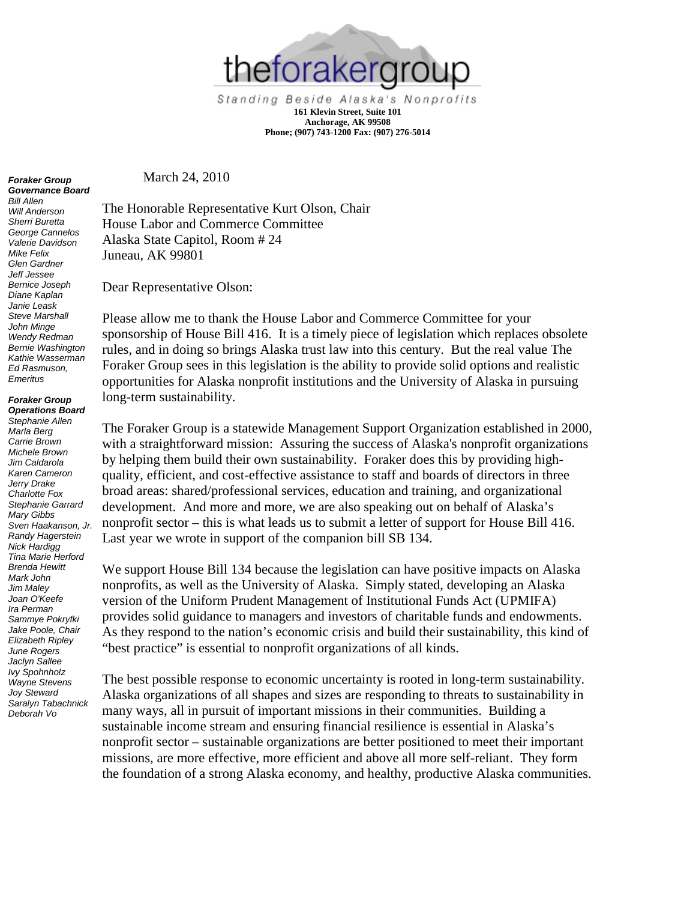theforakergroup

*Standing Beside Alaska's Nonprofits*

**161 Klevin Street, Suite 101**
**Anchorage, AK 99508**
**Phone; (907) 743-1200 Fax: (907) 276-5014**

***Foraker Group Governance Board***
*Bill Allen*
*Will Anderson*
*Sherri Buretta*
*George Cannelos*
*Valerie Davidson*
*Mike Felix*
*Glen Gardner*
*Jeff Jessee*
*Bernice Joseph*
*Diane Kaplan*
*Janie Leask*
*Steve Marshall*
*John Minge*
*Wendy Redman*
*Bernie Washington*
*Kathie Wasserman*
*Ed Rasmuson, Emeritus*

***Foraker Group Operations Board***
*Stephanie Allen*
*Marla Berg*
*Carrie Brown*
*Michele Brown*
*Jim Caldarola*
*Karen Cameron*
*Jerry Drake*
*Charlotte Fox*
*Stephanie Garrard*
*Mary Gibbs*
*Sven Haakanson, Jr.*
*Randy Hagerstein*
*Nick Hardigg*
*Tina Marie Herford*
*Brenda Hewitt*
*Mark John*
*Jim Maley*
*Joan O'Keefe*
*Ira Perman*
*Sammye Pokryfki*
*Jake Poole, Chair*
*Elizabeth Ripley*
*June Rogers*
*Jaclyn Sallee*
*Ivy Spohnholz*
*Wayne Stevens*
*Joy Steward*
*Saralyn Tabachnick*
*Deborah Vo*

March 24, 2010

The Honorable Representative Kurt Olson, Chair
House Labor and Commerce Committee
Alaska State Capitol, Room # 24
Juneau, AK 99801

Dear Representative Olson:

Please allow me to thank the House Labor and Commerce Committee for your sponsorship of House Bill 416. It is a timely piece of legislation which replaces obsolete rules, and in doing so brings Alaska trust law into this century. But the real value The Foraker Group sees in this legislation is the ability to provide solid options and realistic opportunities for Alaska nonprofit institutions and the University of Alaska in pursuing long-term sustainability.

The Foraker Group is a statewide Management Support Organization established in 2000, with a straightforward mission: Assuring the success of Alaska's nonprofit organizations by helping them build their own sustainability. Foraker does this by providing high-quality, efficient, and cost-effective assistance to staff and boards of directors in three broad areas: shared/professional services, education and training, and organizational development. And more and more, we are also speaking out on behalf of Alaska's nonprofit sector – this is what leads us to submit a letter of support for House Bill 416. Last year we wrote in support of the companion bill SB 134.

We support House Bill 134 because the legislation can have positive impacts on Alaska nonprofits, as well as the University of Alaska. Simply stated, developing an Alaska version of the Uniform Prudent Management of Institutional Funds Act (UPMIFA) provides solid guidance to managers and investors of charitable funds and endowments. As they respond to the nation's economic crisis and build their sustainability, this kind of "best practice" is essential to nonprofit organizations of all kinds.

The best possible response to economic uncertainty is rooted in long-term sustainability. Alaska organizations of all shapes and sizes are responding to threats to sustainability in many ways, all in pursuit of important missions in their communities. Building a sustainable income stream and ensuring financial resilience is essential in Alaska's nonprofit sector – sustainable organizations are better positioned to meet their important missions, are more effective, more efficient and above all more self-reliant. They form the foundation of a strong Alaska economy, and healthy, productive Alaska communities.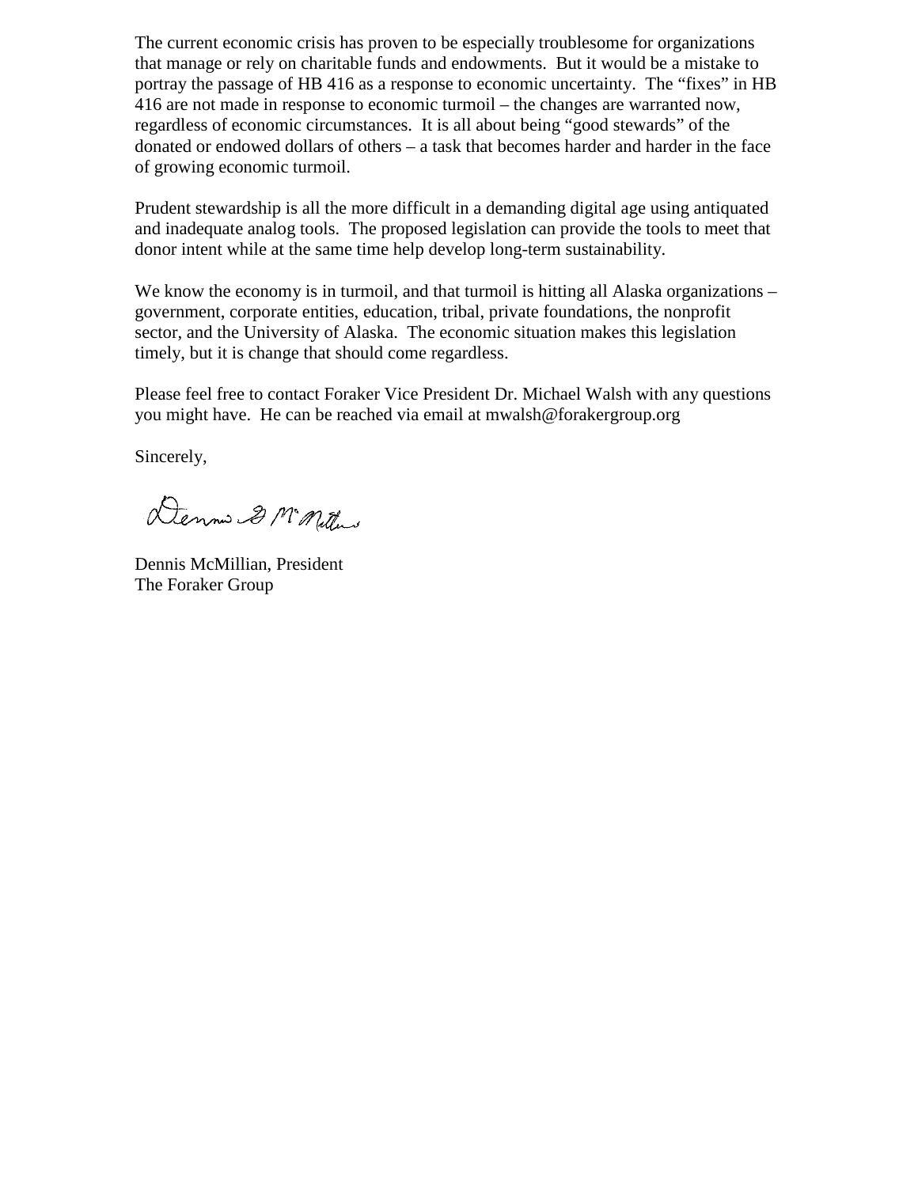The current economic crisis has proven to be especially troublesome for organizations that manage or rely on charitable funds and endowments. But it would be a mistake to portray the passage of HB 416 as a response to economic uncertainty. The "fixes" in HB 416 are not made in response to economic turmoil – the changes are warranted now, regardless of economic circumstances. It is all about being "good stewards" of the donated or endowed dollars of others – a task that becomes harder and harder in the face of growing economic turmoil.

Prudent stewardship is all the more difficult in a demanding digital age using antiquated and inadequate analog tools. The proposed legislation can provide the tools to meet that donor intent while at the same time help develop long-term sustainability.

We know the economy is in turmoil, and that turmoil is hitting all Alaska organizations – government, corporate entities, education, tribal, private foundations, the nonprofit sector, and the University of Alaska. The economic situation makes this legislation timely, but it is change that should come regardless.

Please feel free to contact Foraker Vice President Dr. Michael Walsh with any questions you might have. He can be reached via email at mwalsh@forakergroup.org

Sincerely,

Dennis McMillian, President
The Foraker Group